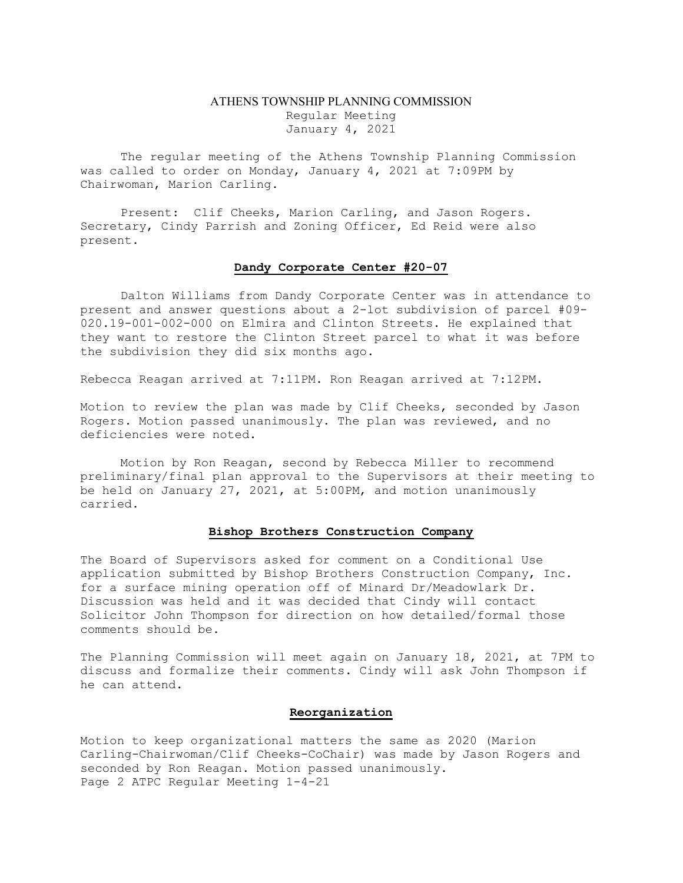# ATHENS TOWNSHIP PLANNING COMMISSION

Regular Meeting
January 4, 2021

The regular meeting of the Athens Township Planning Commission was called to order on Monday, January 4, 2021 at 7:09PM by Chairwoman, Marion Carling.

Present: Clif Cheeks, Marion Carling, and Jason Rogers. Secretary, Cindy Parrish and Zoning Officer, Ed Reid were also present.

## Dandy Corporate Center #20-07

Dalton Williams from Dandy Corporate Center was in attendance to present and answer questions about a 2-lot subdivision of parcel #09-020.19-001-002-000 on Elmira and Clinton Streets. He explained that they want to restore the Clinton Street parcel to what it was before the subdivision they did six months ago.

Rebecca Reagan arrived at 7:11PM. Ron Reagan arrived at 7:12PM.

Motion to review the plan was made by Clif Cheeks, seconded by Jason Rogers. Motion passed unanimously. The plan was reviewed, and no deficiencies were noted.

Motion by Ron Reagan, second by Rebecca Miller to recommend preliminary/final plan approval to the Supervisors at their meeting to be held on January 27, 2021, at 5:00PM, and motion unanimously carried.

## Bishop Brothers Construction Company

The Board of Supervisors asked for comment on a Conditional Use application submitted by Bishop Brothers Construction Company, Inc. for a surface mining operation off of Minard Dr/Meadowlark Dr. Discussion was held and it was decided that Cindy will contact Solicitor John Thompson for direction on how detailed/formal those comments should be.

The Planning Commission will meet again on January 18, 2021, at 7PM to discuss and formalize their comments. Cindy will ask John Thompson if he can attend.

## Reorganization

Motion to keep organizational matters the same as 2020 (Marion Carling-Chairwoman/Clif Cheeks-CoChair) was made by Jason Rogers and seconded by Ron Reagan. Motion passed unanimously.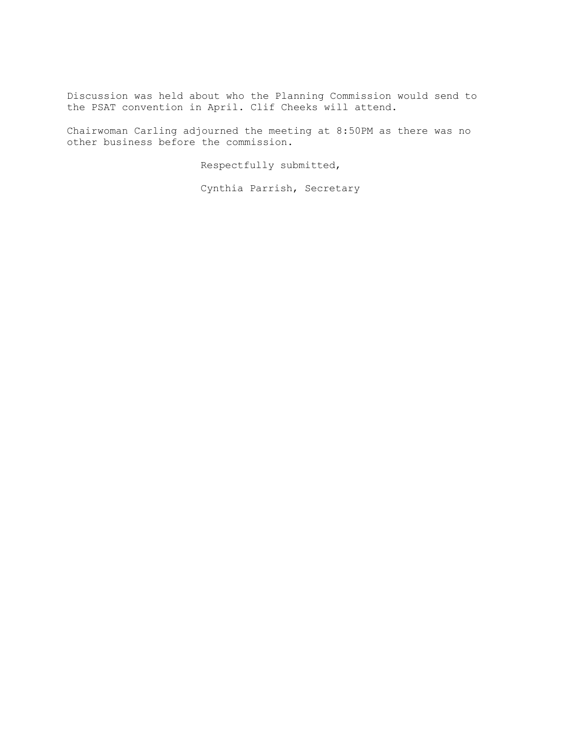Discussion was held about who the Planning Commission would send to the PSAT convention in April. Clif Cheeks will attend.

Chairwoman Carling adjourned the meeting at 8:50PM as there was no other business before the commission.

Respectfully submitted,

Cynthia Parrish, Secretary